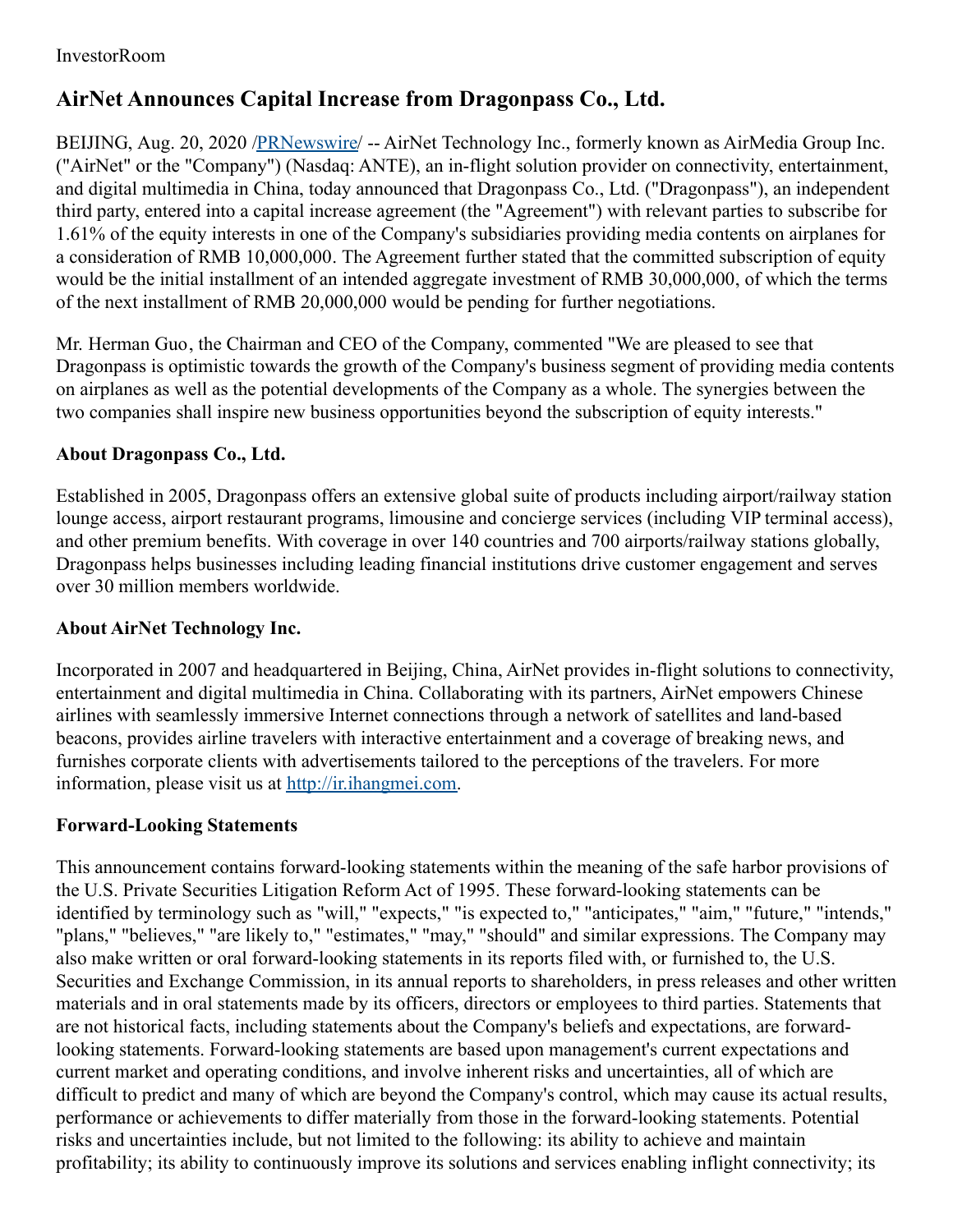InvestorRoom

# AirNet Announces Capital Increase from Dragonpass Co., Ltd.

BEIJING, Aug. 20, 2020 /PRNewswire/ -- AirNet Technology Inc., formerly known as AirMedia Group Inc. ("AirNet" or the "Company") (Nasdaq: ANTE), an in-flight solution provider on connectivity, entertainment, and digital multimedia in China, today announced that Dragonpass Co., Ltd. ("Dragonpass"), an independent third party, entered into a capital increase agreement (the "Agreement") with relevant parties to subscribe for 1.61% of the equity interests in one of the Company's subsidiaries providing media contents on airplanes for a consideration of RMB 10,000,000. The Agreement further stated that the committed subscription of equity would be the initial installment of an intended aggregate investment of RMB 30,000,000, of which the terms of the next installment of RMB 20,000,000 would be pending for further negotiations.

Mr. Herman Guo, the Chairman and CEO of the Company, commented "We are pleased to see that Dragonpass is optimistic towards the growth of the Company's business segment of providing media contents on airplanes as well as the potential developments of the Company as a whole. The synergies between the two companies shall inspire new business opportunities beyond the subscription of equity interests."

### About Dragonpass Co., Ltd.

Established in 2005, Dragonpass offers an extensive global suite of products including airport/railway station lounge access, airport restaurant programs, limousine and concierge services (including VIP terminal access), and other premium benefits. With coverage in over 140 countries and 700 airports/railway stations globally, Dragonpass helps businesses including leading financial institutions drive customer engagement and serves over 30 million members worldwide.

### About AirNet Technology Inc.

Incorporated in 2007 and headquartered in Beijing, China, AirNet provides in-flight solutions to connectivity, entertainment and digital multimedia in China. Collaborating with its partners, AirNet empowers Chinese airlines with seamlessly immersive Internet connections through a network of satellites and land-based beacons, provides airline travelers with interactive entertainment and a coverage of breaking news, and furnishes corporate clients with advertisements tailored to the perceptions of the travelers. For more information, please visit us at http://ir.ihangmei.com.

### Forward-Looking Statements

This announcement contains forward-looking statements within the meaning of the safe harbor provisions of the U.S. Private Securities Litigation Reform Act of 1995. These forward-looking statements can be identified by terminology such as "will," "expects," "is expected to," "anticipates," "aim," "future," "intends," "plans," "believes," "are likely to," "estimates," "may," "should" and similar expressions. The Company may also make written or oral forward-looking statements in its reports filed with, or furnished to, the U.S. Securities and Exchange Commission, in its annual reports to shareholders, in press releases and other written materials and in oral statements made by its officers, directors or employees to third parties. Statements that are not historical facts, including statements about the Company's beliefs and expectations, are forward-looking statements. Forward-looking statements are based upon management's current expectations and current market and operating conditions, and involve inherent risks and uncertainties, all of which are difficult to predict and many of which are beyond the Company's control, which may cause its actual results, performance or achievements to differ materially from those in the forward-looking statements. Potential risks and uncertainties include, but not limited to the following: its ability to achieve and maintain profitability; its ability to continuously improve its solutions and services enabling inflight connectivity; its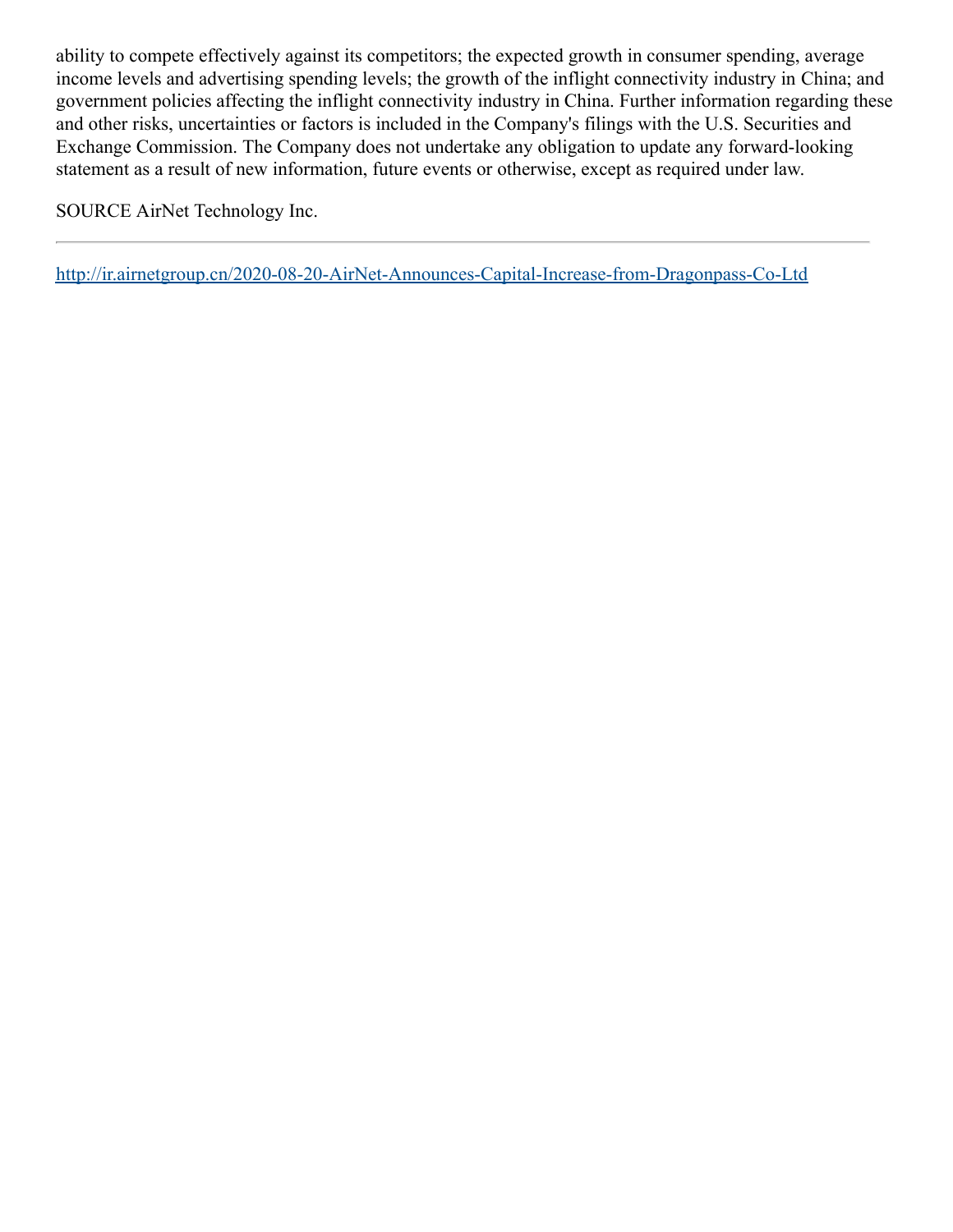ability to compete effectively against its competitors; the expected growth in consumer spending, average income levels and advertising spending levels; the growth of the inflight connectivity industry in China; and government policies affecting the inflight connectivity industry in China. Further information regarding these and other risks, uncertainties or factors is included in the Company's filings with the U.S. Securities and Exchange Commission. The Company does not undertake any obligation to update any forward-looking statement as a result of new information, future events or otherwise, except as required under law.

SOURCE AirNet Technology Inc.

---

http://ir.airnetgroup.cn/2020-08-20-AirNet-Announces-Capital-Increase-from-Dragonpass-Co-Ltd